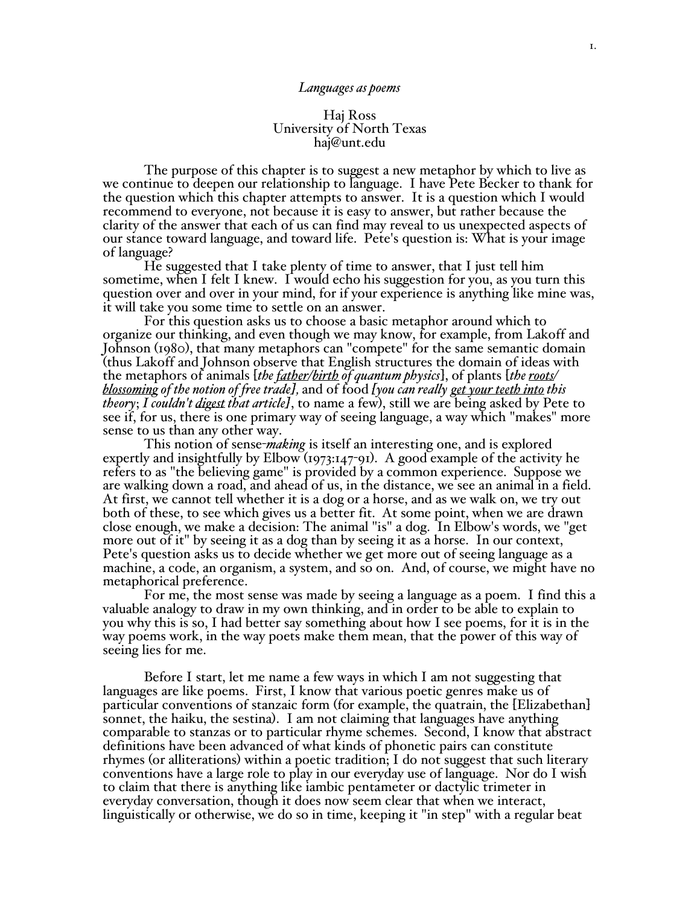*Languages as poems*

Haj Ross
University of North Texas
haj@unt.edu

The purpose of this chapter is to suggest a new metaphor by which to live as we continue to deepen our relationship to language. I have Pete Becker to thank for the question which this chapter attempts to answer. It is a question which I would recommend to everyone, not because it is easy to answer, but rather because the clarity of the answer that each of us can find may reveal to us unexpected aspects of our stance toward language, and toward life. Pete's question is: What is your image of language?

He suggested that I take plenty of time to answer, that I just tell him sometime, when I felt I knew. I would echo his suggestion for you, as you turn this question over and over in your mind, for if your experience is anything like mine was, it will take you some time to settle on an answer.

For this question asks us to choose a basic metaphor around which to organize our thinking, and even though we may know, for example, from Lakoff and Johnson (1980), that many metaphors can "compete" for the same semantic domain (thus Lakoff and Johnson observe that English structures the domain of ideas with the metaphors of animals [*the <u>father</u>/<u>birth</u> of quantum physics*], of plants [*the <u>roots</u>/<u>blossoming</u> of the notion of free trade],* and of food *[you can really <u>get your teeth into</u> this theory*; *I couldn't <u>digest</u> that article]*, to name a few), still we are being asked by Pete to see if, for us, there is one primary way of seeing language, a way which "makes" more sense to us than any other way.

This notion of sense-*making* is itself an interesting one, and is explored expertly and insightfully by Elbow (1973:147-91). A good example of the activity he refers to as "the believing game" is provided by a common experience. Suppose we are walking down a road, and ahead of us, in the distance, we see an animal in a field. At first, we cannot tell whether it is a dog or a horse, and as we walk on, we try out both of these, to see which gives us a better fit. At some point, when we are drawn close enough, we make a decision: The animal "is" a dog. In Elbow's words, we "get more out of it" by seeing it as a dog than by seeing it as a horse. In our context, Pete's question asks us to decide whether we get more out of seeing language as a machine, a code, an organism, a system, and so on. And, of course, we might have no metaphorical preference.

For me, the most sense was made by seeing a language as a poem. I find this a valuable analogy to draw in my own thinking, and in order to be able to explain to you why this is so, I had better say something about how I see poems, for it is in the way poems work, in the way poets make them mean, that the power of this way of seeing lies for me.

Before I start, let me name a few ways in which I am not suggesting that languages are like poems. First, I know that various poetic genres make us of particular conventions of stanzaic form (for example, the quatrain, the [Elizabethan] sonnet, the haiku, the sestina). I am not claiming that languages have anything comparable to stanzas or to particular rhyme schemes. Second, I know that abstract definitions have been advanced of what kinds of phonetic pairs can constitute rhymes (or alliterations) within a poetic tradition; I do not suggest that such literary conventions have a large role to play in our everyday use of language. Nor do I wish to claim that there is anything like iambic pentameter or dactylic trimeter in everyday conversation, though it does now seem clear that when we interact, linguistically or otherwise, we do so in time, keeping it "in step" with a regular beat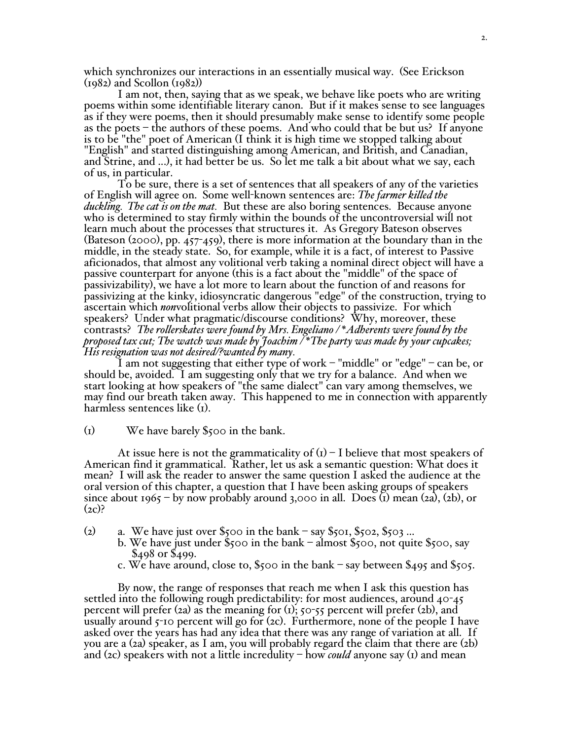which synchronizes our interactions in an essentially musical way. (See Erickson (1982) and Scollon (1982))

I am not, then, saying that as we speak, we behave like poets who are writing poems within some identifiable literary canon. But if it makes sense to see languages as if they were poems, then it should presumably make sense to identify some people as the poets – the authors of these poems. And who could that be but us? If anyone is to be "the" poet of American (I think it is high time we stopped talking about "English" and started distinguishing among American, and British, and Canadian, and Strine, and ...), it had better be us. So let me talk a bit about what we say, each of us, in particular.

To be sure, there is a set of sentences that all speakers of any of the varieties of English will agree on. Some well-known sentences are: *The farmer killed the duckling. The cat is on the mat.* But these are also boring sentences. Because anyone who is determined to stay firmly within the bounds of the uncontroversial will not learn much about the processes that structures it. As Gregory Bateson observes (Bateson (2000), pp. 457-459), there is more information at the boundary than in the middle, in the steady state. So, for example, while it is a fact, of interest to Passive aficionados, that almost any volitional verb taking a nominal direct object will have a passive counterpart for anyone (this is a fact about the "middle" of the space of passivizability), we have a lot more to learn about the function of and reasons for passivizing at the kinky, idiosyncratic dangerous "edge" of the construction, trying to ascertain which *non*volitional verbs allow their objects to passivize. For which speakers? Under what pragmatic/discourse conditions? Why, moreover, these contrasts? *The rollerskates were found by Mrs. Engeliano / *Adherents were found by the proposed tax cut; The watch was made by Joachim / *The party was made by your cupcakes; His resignation was not desired/?wanted by many.*

I am not suggesting that either type of work – "middle" or "edge" – can be, or should be, avoided. I am suggesting only that we try for a balance. And when we start looking at how speakers of "the same dialect" can vary among themselves, we may find our breath taken away. This happened to me in connection with apparently harmless sentences like (1).

(1) We have barely $500 in the bank.

At issue here is not the grammaticality of (1) – I believe that most speakers of American find it grammatical. Rather, let us ask a semantic question: What does it mean? I will ask the reader to answer the same question I asked the audience at the oral version of this chapter, a question that I have been asking groups of speakers since about 1965 – by now probably around 3,000 in all. Does (1) mean (2a), (2b), or (2c)?

(2) a. We have just over $500 in the bank – say $501, $502, $503 ...
b. We have just under $500 in the bank – almost $500, not quite $500, say $498 or $499.
c. We have around, close to, $500 in the bank – say between $495 and $505.

By now, the range of responses that reach me when I ask this question has settled into the following rough predictability: for most audiences, around 40-45 percent will prefer (2a) as the meaning for (1); 50-55 percent will prefer (2b), and usually around 5-10 percent will go for (2c). Furthermore, none of the people I have asked over the years has had any idea that there was any range of variation at all. If you are a (2a) speaker, as I am, you will probably regard the claim that there are (2b) and (2c) speakers with not a little incredulity – how *could* anyone say (1) and mean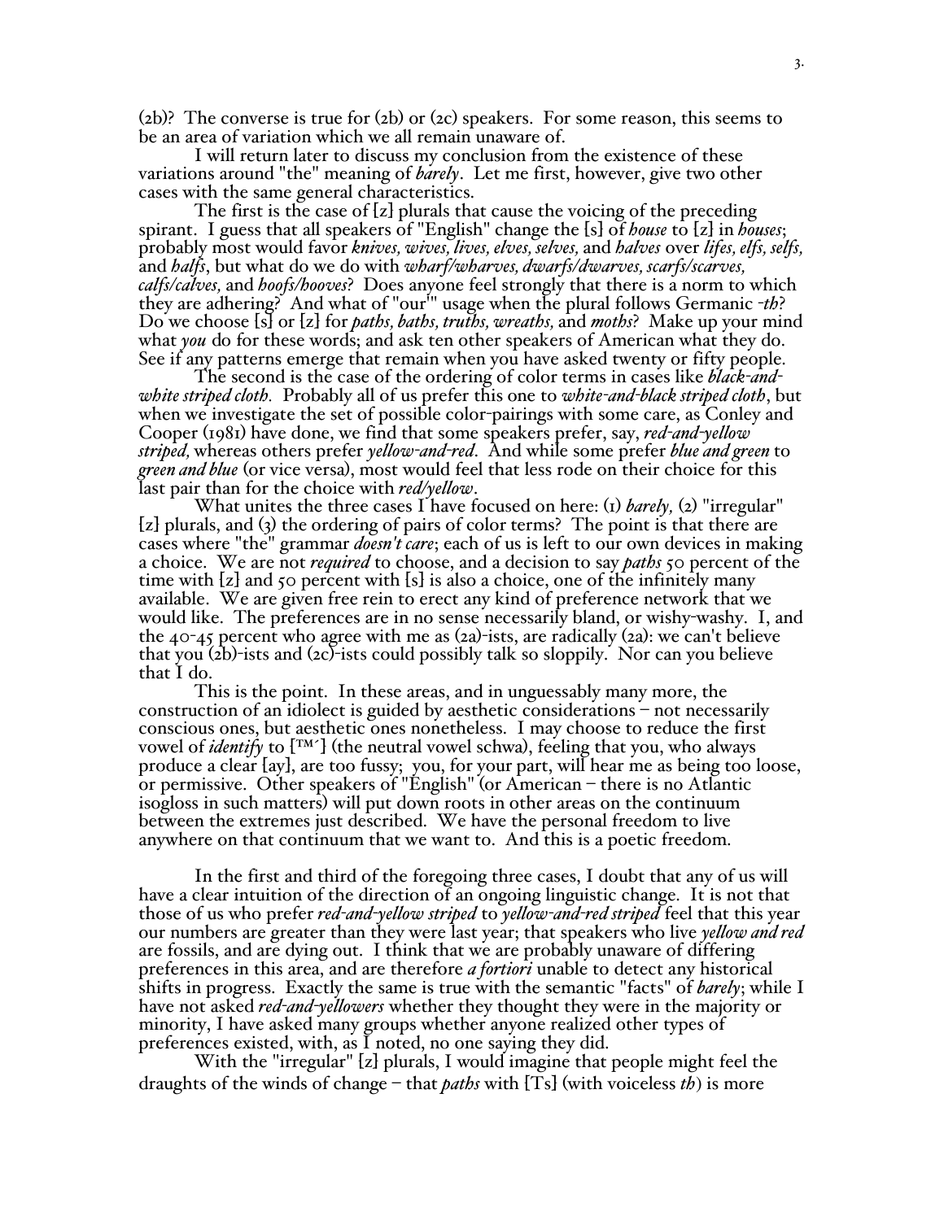(2b)? The converse is true for (2b) or (2c) speakers. For some reason, this seems to be an area of variation which we all remain unaware of.

I will return later to discuss my conclusion from the existence of these variations around "the" meaning of *barely*. Let me first, however, give two other cases with the same general characteristics.

The first is the case of [z] plurals that cause the voicing of the preceding spirant. I guess that all speakers of "English" change the [s] of *house* to [z] in *houses*; probably most would favor *knives, wives, lives, elves, selves,* and *halves* over *lifes, elfs, selfs,* and *halfs*, but what do we do with *wharf/wharves, dwarfs/dwarves, scarfs/scarves, calfs/calves,* and *hoofs/hooves*? Does anyone feel strongly that there is a norm to which they are adhering? And what of "our" usage when the plural follows Germanic *-th*? Do we choose [s] or [z] for *paths, baths, truths, wreaths,* and *moths*? Make up your mind what *you* do for these words; and ask ten other speakers of American what they do. See if any patterns emerge that remain when you have asked twenty or fifty people.

The second is the case of the ordering of color terms in cases like *black-and-white striped cloth.* Probably all of us prefer this one to *white-and-black striped cloth*, but when we investigate the set of possible color-pairings with some care, as Conley and Cooper (1981) have done, we find that some speakers prefer, say, *red-and-yellow striped,* whereas others prefer *yellow-and-red*. And while some prefer *blue and green* to *green and blue* (or vice versa), most would feel that less rode on their choice for this last pair than for the choice with *red/yellow*.

What unites the three cases I have focused on here: (1) *barely,* (2) "irregular" [z] plurals, and (3) the ordering of pairs of color terms? The point is that there are cases where "the" grammar *doesn't care*; each of us is left to our own devices in making a choice. We are not *required* to choose, and a decision to say *paths* 50 percent of the time with [z] and 50 percent with [s] is also a choice, one of the infinitely many available. We are given free rein to erect any kind of preference network that we would like. The preferences are in no sense necessarily bland, or wishy-washy. I, and the 40-45 percent who agree with me as (2a)-ists, are radically (2a): we can't believe that you (2b)-ists and (2c)-ists could possibly talk so sloppily. Nor can you believe that I do.

This is the point. In these areas, and in unguessably many more, the construction of an idiolect is guided by aesthetic considerations – not necessarily conscious ones, but aesthetic ones nonetheless. I may choose to reduce the first vowel of *identify* to [™´] (the neutral vowel schwa), feeling that you, who always produce a clear [ay], are too fussy; you, for your part, will hear me as being too loose, or permissive. Other speakers of "English" (or American – there is no Atlantic isogloss in such matters) will put down roots in other areas on the continuum between the extremes just described. We have the personal freedom to live anywhere on that continuum that we want to. And this is a poetic freedom.

In the first and third of the foregoing three cases, I doubt that any of us will have a clear intuition of the direction of an ongoing linguistic change. It is not that those of us who prefer *red-and-yellow striped* to *yellow-and-red striped* feel that this year our numbers are greater than they were last year; that speakers who live *yellow and red* are fossils, and are dying out. I think that we are probably unaware of differing preferences in this area, and are therefore *a fortiori* unable to detect any historical shifts in progress. Exactly the same is true with the semantic "facts" of *barely*; while I have not asked *red-and-yellowers* whether they thought they were in the majority or minority, I have asked many groups whether anyone realized other types of preferences existed, with, as I noted, no one saying they did.

With the "irregular" [z] plurals, I would imagine that people might feel the draughts of the winds of change – that *paths* with [Ts] (with voiceless *th*) is more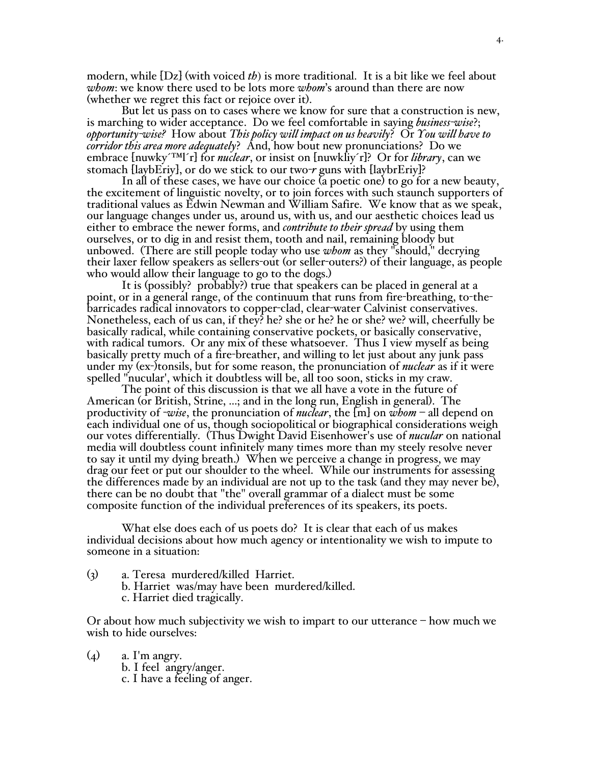modern, while [Dz] (with voiced *th*) is more traditional. It is a bit like we feel about *whom*: we know there used to be lots more *whom*'s around than there are now (whether we regret this fact or rejoice over it).

But let us pass on to cases where we know for sure that a construction is new, is marching to wider acceptance. Do we feel comfortable in saying *business-wise*?; *opportunity-wise?* How about *This policy will impact on us heavily*? Or *You will have to corridor this area more adequately*? And, how bout new pronunciations? Do we embrace [nuwky´™l´r] for *nuclear*, or insist on [nuwkliy´r]? Or for *library*, can we stomach [laybEriy], or do we stick to our two-*r* guns with [laybrEriy]?

In all of these cases, we have our choice (a poetic one) to go for a new beauty, the excitement of linguistic novelty, or to join forces with such staunch supporters of traditional values as Edwin Newman and William Safire. We know that as we speak, our language changes under us, around us, with us, and our aesthetic choices lead us either to embrace the newer forms, and *contribute to their spread* by using them ourselves, or to dig in and resist them, tooth and nail, remaining bloody but unbowed. (There are still people today who use *whom* as they "should," decrying their laxer fellow speakers as sellers-out (or seller-outers?) of their language, as people who would allow their language to go to the dogs.)

It is (possibly? probably?) true that speakers can be placed in general at a point, or in a general range, of the continuum that runs from fire-breathing, to-the-barricades radical innovators to copper-clad, clear-water Calvinist conservatives. Nonetheless, each of us can, if they? he? she or he? he or she? we? will, cheerfully be basically radical, while containing conservative pockets, or basically conservative, with radical tumors. Or any mix of these whatsoever. Thus I view myself as being basically pretty much of a fire-breather, and willing to let just about any junk pass under my (ex-)tonsils, but for some reason, the pronunciation of *nuclear* as if it were spelled "nucular', which it doubtless will be, all too soon, sticks in my craw.

The point of this discussion is that we all have a vote in the future of American (or British, Strine, ...; and in the long run, English in general). The productivity of *-wise*, the pronunciation of *nuclear*, the [m] on *whom* – all depend on each individual one of us, though sociopolitical or biographical considerations weigh our votes differentially. (Thus Dwight David Eisenhower's use of *nucular* on national media will doubtless count infinitely many times more than my steely resolve never to say it until my dying breath.) When we perceive a change in progress, we may drag our feet or put our shoulder to the wheel. While our instruments for assessing the differences made by an individual are not up to the task (and they may never be), there can be no doubt that "the" overall grammar of a dialect must be some composite function of the individual preferences of its speakers, its poets.

What else does each of us poets do? It is clear that each of us makes individual decisions about how much agency or intentionality we wish to impute to someone in a situation:

(3) a. Teresa murdered/killed Harriet.
    b. Harriet was/may have been murdered/killed.
    c. Harriet died tragically.

Or about how much subjectivity we wish to impart to our utterance – how much we wish to hide ourselves:

(4) a. I'm angry.
    b. I feel angry/anger.
    c. I have a feeling of anger.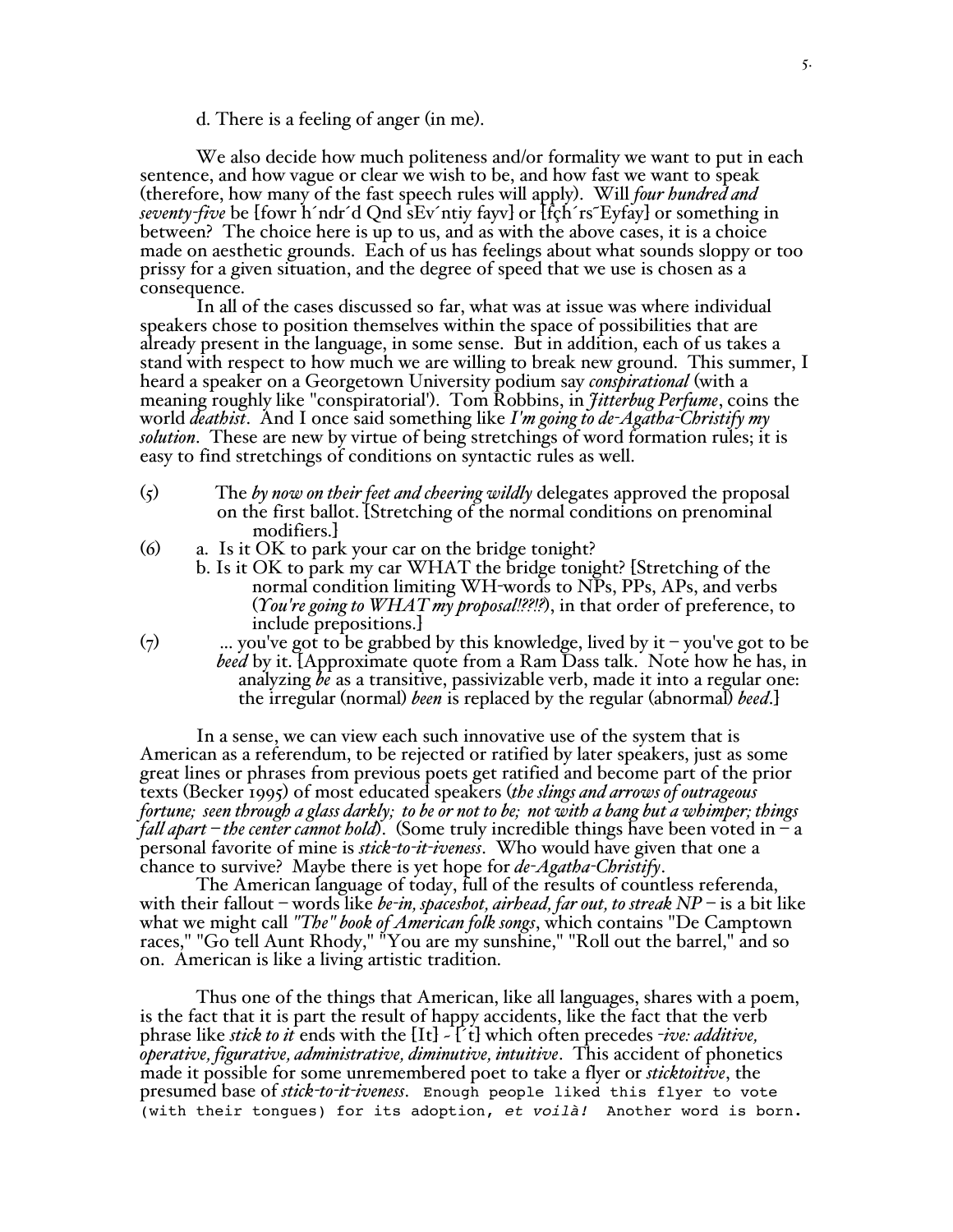d. There is a feeling of anger (in me).

We also decide how much politeness and/or formality we want to put in each sentence, and how vague or clear we wish to be, and how fast we want to speak (therefore, how many of the fast speech rules will apply). Will *four hundred and seventy-five* be [fowr h´ndr´d Qnd sEv´ntiy fayv] or [fçh´rs¯Eyfay] or something in between? The choice here is up to us, and as with the above cases, it is a choice made on aesthetic grounds. Each of us has feelings about what sounds sloppy or too prissy for a given situation, and the degree of speed that we use is chosen as a consequence.

In all of the cases discussed so far, what was at issue was where individual speakers chose to position themselves within the space of possibilities that are already present in the language, in some sense. But in addition, each of us takes a stand with respect to how much we are willing to break new ground. This summer, I heard a speaker on a Georgetown University podium say *conspirational* (with a meaning roughly like "conspiratorial'). Tom Robbins, in *Jitterbug Perfume*, coins the world *deathist*. And I once said something like *I'm going to de-Agatha-Christify my solution*. These are new by virtue of being stretchings of word formation rules; it is easy to find stretchings of conditions on syntactic rules as well.

(5) The *by now on their feet and cheering wildly* delegates approved the proposal on the first ballot. [Stretching of the normal conditions on prenominal modifiers.]

(6) a. Is it OK to park your car on the bridge tonight?
 b. Is it OK to park my car WHAT the bridge tonight? [Stretching of the normal condition limiting WH-words to NPs, PPs, APs, and verbs (*You're going to WHAT my proposal!??!?*), in that order of preference, to include prepositions.]

(7) ... you've got to be grabbed by this knowledge, lived by it – you've got to be *beed* by it. [Approximate quote from a Ram Dass talk. Note how he has, in analyzing *be* as a transitive, passivizable verb, made it into a regular one: the irregular (normal) *been* is replaced by the regular (abnormal) *beed*.]

In a sense, we can view each such innovative use of the system that is American as a referendum, to be rejected or ratified by later speakers, just as some great lines or phrases from previous poets get ratified and become part of the prior texts (Becker 1995) of most educated speakers (*the slings and arrows of outrageous fortune; seen through a glass darkly; to be or not to be; not with a bang but a whimper; things fall apart – the center cannot hold*). (Some truly incredible things have been voted in – a personal favorite of mine is *stick-to-it-iveness*. Who would have given that one a chance to survive? Maybe there is yet hope for *de-Agatha-Christify*.

The American language of today, full of the results of countless referenda, with their fallout – words like *be-in, spaceshot, airhead, far out, to streak NP* – is a bit like what we might call *"The" book of American folk songs*, which contains "De Camptown races," "Go tell Aunt Rhody," "You are my sunshine," "Roll out the barrel," and so on. American is like a living artistic tradition.

Thus one of the things that American, like all languages, shares with a poem, is the fact that it is part the result of happy accidents, like the fact that the verb phrase like *stick to it* ends with the [It] - [´t] which often precedes *-ive: additive, operative, figurative, administrative, diminutive, intuitive*. This accident of phonetics made it possible for some unremembered poet to take a flyer or *sticktoitive*, the presumed base of *stick-to-it-iveness*. Enough people liked this flyer to vote (with their tongues) for its adoption, *et voilà!* Another word is born.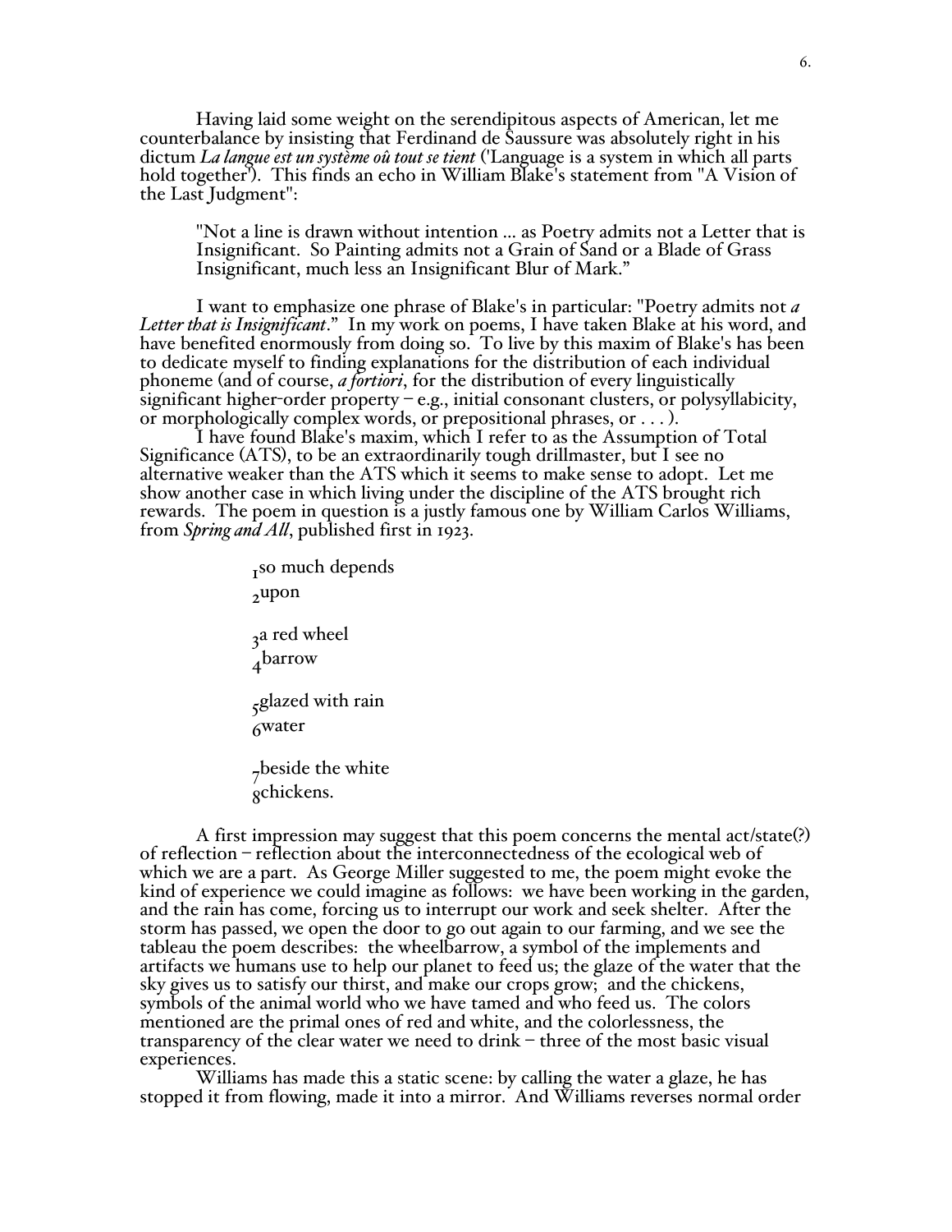Having laid some weight on the serendipitous aspects of American, let me counterbalance by insisting that Ferdinand de Saussure was absolutely right in his dictum *La langue est un système oû tout se tient* ('Language is a system in which all parts hold together'). This finds an echo in William Blake's statement from "A Vision of the Last Judgment":

> "Not a line is drawn without intention ... as Poetry admits not a Letter that is Insignificant. So Painting admits not a Grain of Sand or a Blade of Grass Insignificant, much less an Insignificant Blur of Mark."

I want to emphasize one phrase of Blake's in particular: "Poetry admits not *a Letter that is Insignificant*." In my work on poems, I have taken Blake at his word, and have benefited enormously from doing so. To live by this maxim of Blake's has been to dedicate myself to finding explanations for the distribution of each individual phoneme (and of course, *a fortiori*, for the distribution of every linguistically significant higher-order property – e.g., initial consonant clusters, or polysyllabicity, or morphologically complex words, or prepositional phrases, or . . . ).

I have found Blake's maxim, which I refer to as the Assumption of Total Significance (ATS), to be an extraordinarily tough drillmaster, but I see no alternative weaker than the ATS which it seems to make sense to adopt. Let me show another case in which living under the discipline of the ATS brought rich rewards. The poem in question is a justly famous one by William Carlos Williams, from *Spring and All*, published first in 1923.

> $_1$so much depends
> $_2$upon
>
> $_3$a red wheel
> $_4$barrow
>
> $_5$glazed with rain
> $_6$water
>
> $_7$beside the white
> $_8$chickens.

A first impression may suggest that this poem concerns the mental act/state(?) of reflection – reflection about the interconnectedness of the ecological web of which we are a part. As George Miller suggested to me, the poem might evoke the kind of experience we could imagine as follows: we have been working in the garden, and the rain has come, forcing us to interrupt our work and seek shelter. After the storm has passed, we open the door to go out again to our farming, and we see the tableau the poem describes: the wheelbarrow, a symbol of the implements and artifacts we humans use to help our planet to feed us; the glaze of the water that the sky gives us to satisfy our thirst, and make our crops grow; and the chickens, symbols of the animal world who we have tamed and who feed us. The colors mentioned are the primal ones of red and white, and the colorlessness, the transparency of the clear water we need to drink – three of the most basic visual experiences.

Williams has made this a static scene: by calling the water a glaze, he has stopped it from flowing, made it into a mirror. And Williams reverses normal order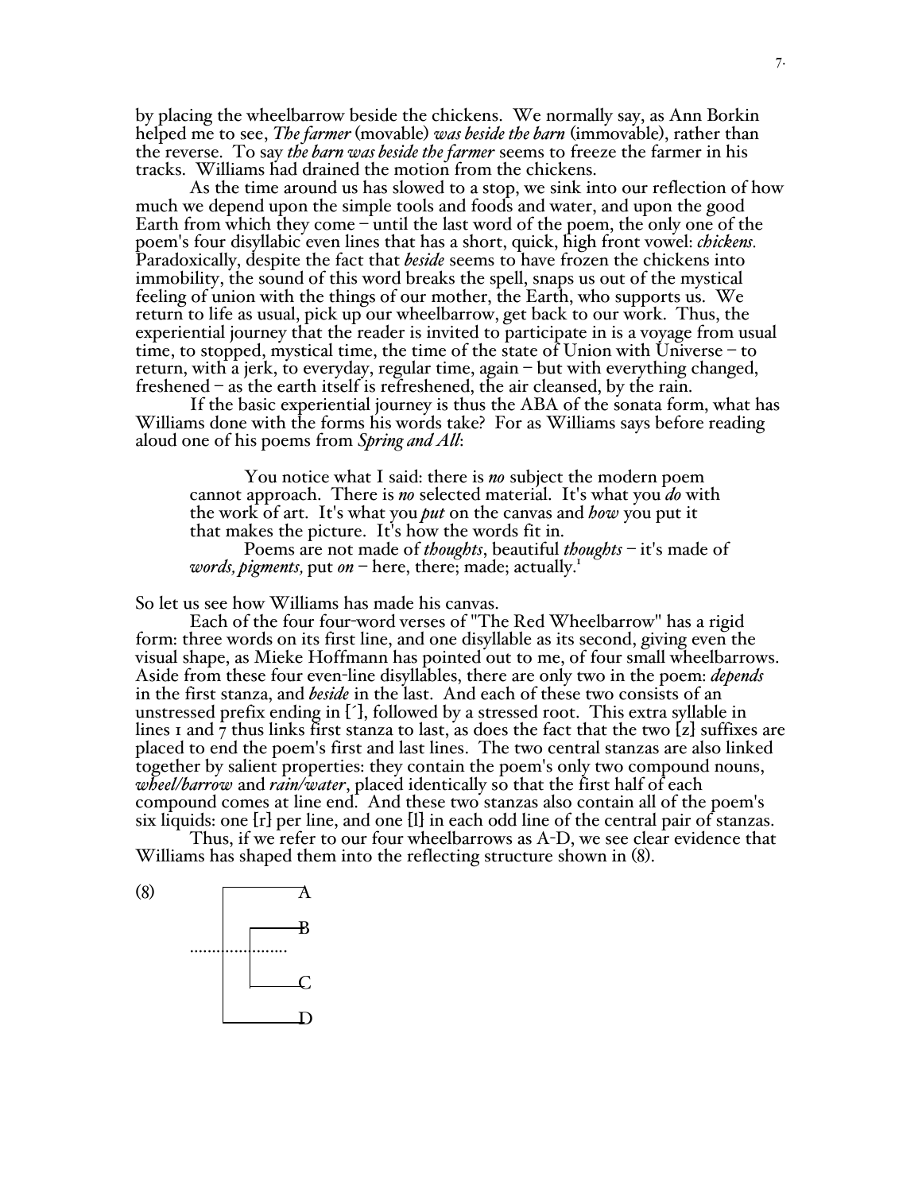by placing the wheelbarrow beside the chickens. We normally say, as Ann Borkin helped me to see, *The farmer* (movable) *was beside the barn* (immovable), rather than the reverse. To say *the barn was beside the farmer* seems to freeze the farmer in his tracks. Williams had drained the motion from the chickens.

As the time around us has slowed to a stop, we sink into our reflection of how much we depend upon the simple tools and foods and water, and upon the good Earth from which they come – until the last word of the poem, the only one of the poem's four disyllabic even lines that has a short, quick, high front vowel: *chickens.* Paradoxically, despite the fact that *beside* seems to have frozen the chickens into immobility, the sound of this word breaks the spell, snaps us out of the mystical feeling of union with the things of our mother, the Earth, who supports us. We return to life as usual, pick up our wheelbarrow, get back to our work. Thus, the experiential journey that the reader is invited to participate in is a voyage from usual time, to stopped, mystical time, the time of the state of Union with Universe – to return, with a jerk, to everyday, regular time, again – but with everything changed, freshened – as the earth itself is refreshened, the air cleansed, by the rain.

If the basic experiential journey is thus the ABA of the sonata form, what has Williams done with the forms his words take? For as Williams says before reading aloud one of his poems from *Spring and All*:

> You notice what I said: there is *no* subject the modern poem cannot approach. There is *no* selected material. It's what you *do* with the work of art. It's what you *put* on the canvas and *how* you put it that makes the picture. It's how the words fit in.
>
> Poems are not made of *thoughts*, beautiful *thoughts* – it's made of *words, pigments,* put *on* – here, there; made; actually.[1]

So let us see how Williams has made his canvas.

Each of the four four-word verses of "The Red Wheelbarrow" has a rigid form: three words on its first line, and one disyllable as its second, giving even the visual shape, as Mieke Hoffmann has pointed out to me, of four small wheelbarrows. Aside from these four even-line disyllables, there are only two in the poem: *depends* in the first stanza, and *beside* in the last. And each of these two consists of an unstressed prefix ending in [ˊ], followed by a stressed root. This extra syllable in lines 1 and 7 thus links first stanza to last, as does the fact that the two {z} suffixes are placed to end the poem's first and last lines. The two central stanzas are also linked together by salient properties: they contain the poem's only two compound nouns, *wheel/barrow* and *rain/water*, placed identically so that the first half of each compound comes at line end. And these two stanzas also contain all of the poem's six liquids: one {r} per line, and one {l} in each odd line of the central pair of stanzas.

Thus, if we refer to our four wheelbarrows as A-D, we see clear evidence that Williams has shaped them into the reflecting structure shown in (8).

(8)

```
              ┌──────────A
              │    ┌─────B
   ...........│....│
              │    └─────C
              └──────────D
```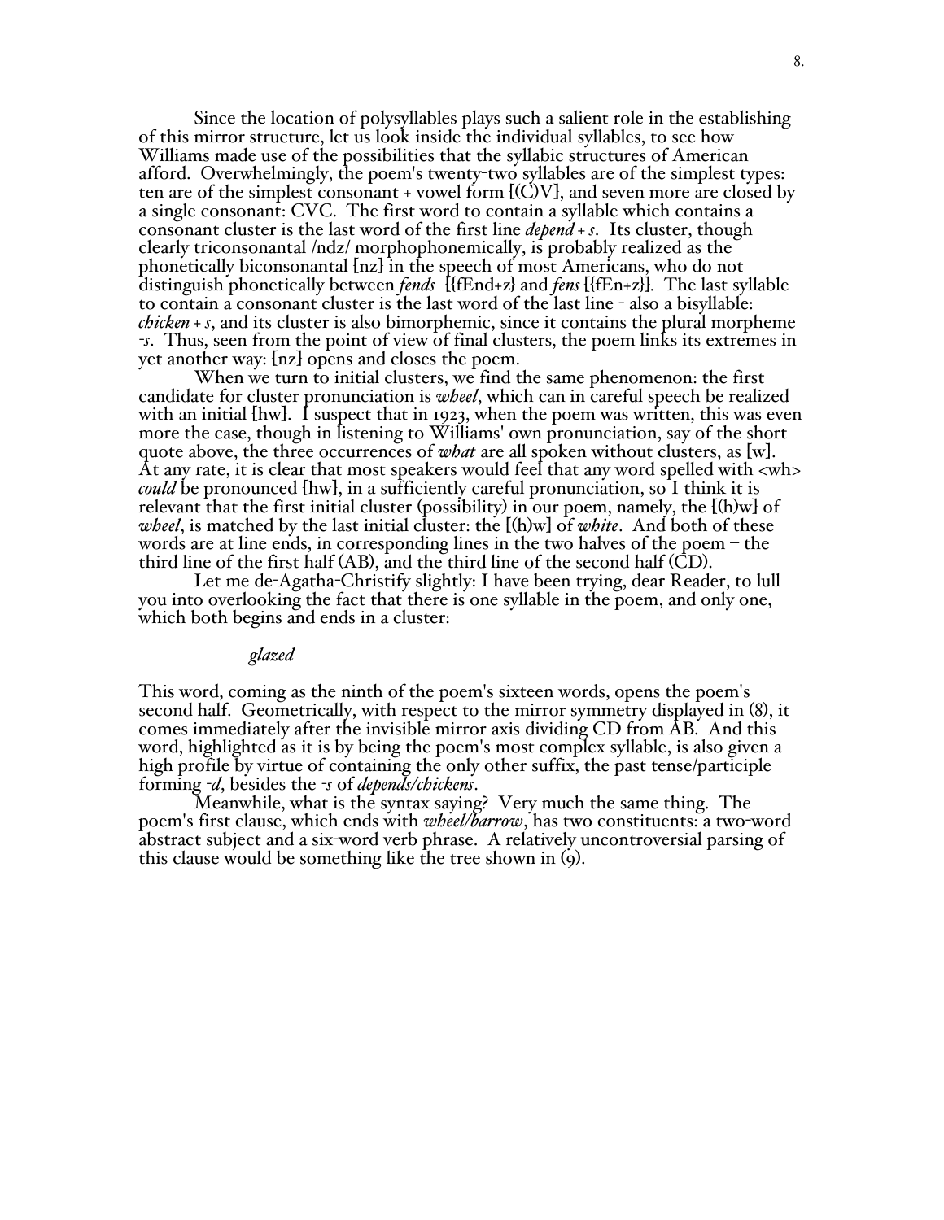Since the location of polysyllables plays such a salient role in the establishing of this mirror structure, let us look inside the individual syllables, to see how Williams made use of the possibilities that the syllabic structures of American afford. Overwhelmingly, the poem's twenty-two syllables are of the simplest types: ten are of the simplest consonant + vowel form [(C)V], and seven more are closed by a single consonant: CVC. The first word to contain a syllable which contains a consonant cluster is the last word of the first line *depend + s*. Its cluster, though clearly triconsonantal /ndz/ morphophonemically, is probably realized as the phonetically biconsonantal [nz] in the speech of most Americans, who do not distinguish phonetically between *fends* [{fEnd+z} and *fens* [{fEn+z}]. The last syllable to contain a consonant cluster is the last word of the last line - also a bisyllable: *chicken + s*, and its cluster is also bimorphemic, since it contains the plural morpheme *-s*. Thus, seen from the point of view of final clusters, the poem links its extremes in yet another way: [nz] opens and closes the poem.

When we turn to initial clusters, we find the same phenomenon: the first candidate for cluster pronunciation is *wheel*, which can in careful speech be realized with an initial [hw]. I suspect that in 1923, when the poem was written, this was even more the case, though in listening to Williams' own pronunciation, say of the short quote above, the three occurrences of *what* are all spoken without clusters, as [w]. At any rate, it is clear that most speakers would feel that any word spelled with <wh> *could* be pronounced [hw], in a sufficiently careful pronunciation, so I think it is relevant that the first initial cluster (possibility) in our poem, namely, the [(h)w] of *wheel*, is matched by the last initial cluster: the [(h)w] of *white*. And both of these words are at line ends, in corresponding lines in the two halves of the poem – the third line of the first half (AB), and the third line of the second half (CD).

Let me de-Agatha-Christify slightly: I have been trying, dear Reader, to lull you into overlooking the fact that there is one syllable in the poem, and only one, which both begins and ends in a cluster:

*glazed*

This word, coming as the ninth of the poem's sixteen words, opens the poem's second half. Geometrically, with respect to the mirror symmetry displayed in (8), it comes immediately after the invisible mirror axis dividing CD from AB. And this word, highlighted as it is by being the poem's most complex syllable, is also given a high profile by virtue of containing the only other suffix, the past tense/participle forming *-d*, besides the *-s* of *depends/chickens*.

Meanwhile, what is the syntax saying? Very much the same thing. The poem's first clause, which ends with *wheel/barrow*, has two constituents: a two-word abstract subject and a six-word verb phrase. A relatively uncontroversial parsing of this clause would be something like the tree shown in (9).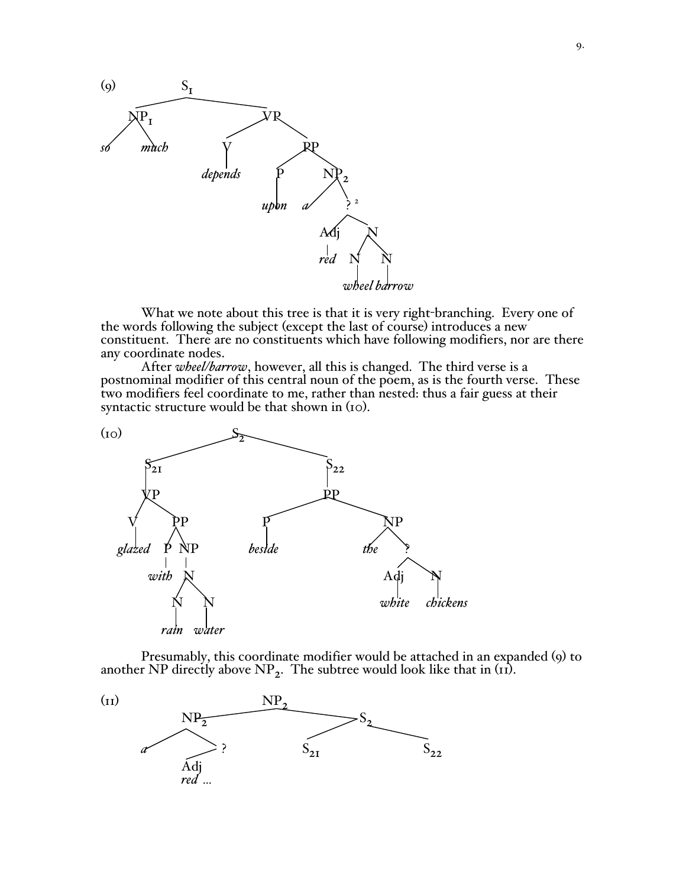(9)

```
                S1
        ________|________
       NP1              VP
      /   \         ____|____
    so    much     V         PP
                   |      ___|___
               depends   P       NP2
                         |      /   \
                       upon    a     ? ²
                                    / \
                                 Adj   N
                                  |   / \
                                 red N   N
                                     |   |
                                 wheel barrow
```

What we note about this tree is that it is very right-branching. Every one of the words following the subject (except the last of course) introduces a new constituent. There are no constituents which have following modifiers, nor are there any coordinate nodes.

After *wheel/barrow*, however, all this is changed. The third verse is a postnominal modifier of this central noun of the poem, as is the fourth verse. These two modifiers feel coordinate to me, rather than nested: thus a fair guess at their syntactic structure would be that shown in (10).

(10)

```
                    S2
         ___________|___________
       S21                     S22
        |                       |
       VP                      PP
      /   \               _____|_____
     V     PP            P           NP
     |    /  \           |          /  \
  glazed P    NP      beside      the    ?
         |    |                         / \
       with   N                      Adj   N
             / \                      |    |
            N   N                   white chickens
            |   |
          rain water
```

Presumably, this coordinate modifier would be attached in an expanded (9) to another NP directly above $NP_2$. The subtree would look like that in (11).

(11)

```
                 NP2
          ________|________
        NP2                S2
       /   \             /    \
      a     ?          S21    S22
            |
           Adj
           red ...
```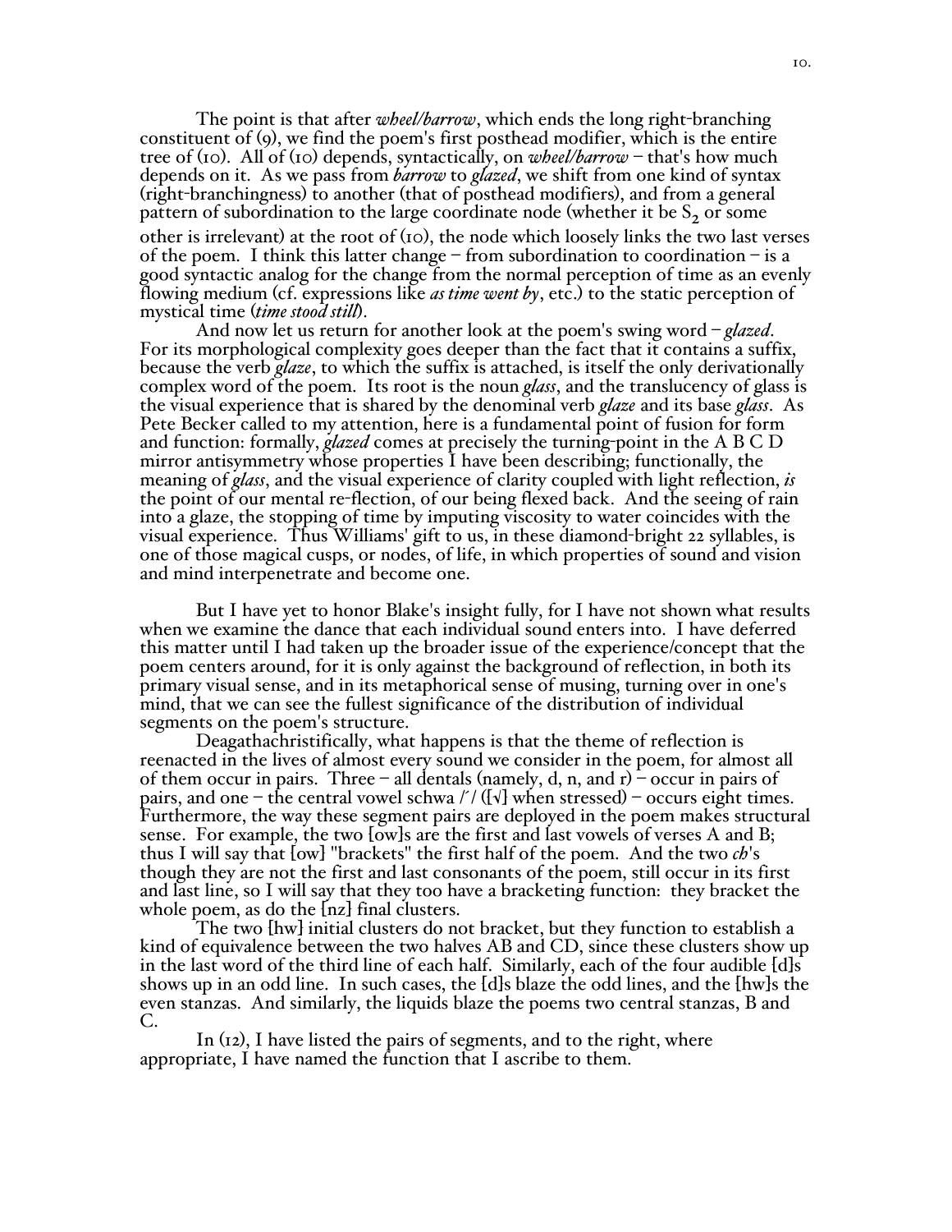The point is that after *wheel/barrow*, which ends the long right-branching constituent of (9), we find the poem's first posthead modifier, which is the entire tree of (10). All of (10) depends, syntactically, on *wheel/barrow* – that's how much depends on it. As we pass from *barrow* to *glazed*, we shift from one kind of syntax (right-branchingness) to another (that of posthead modifiers), and from a general pattern of subordination to the large coordinate node (whether it be $S_2$ or some other is irrelevant) at the root of (10), the node which loosely links the two last verses of the poem. I think this latter change – from subordination to coordination – is a good syntactic analog for the change from the normal perception of time as an evenly flowing medium (cf. expressions like *as time went by*, etc.) to the static perception of mystical time (*time stood still*).

And now let us return for another look at the poem's swing word – *glazed*. For its morphological complexity goes deeper than the fact that it contains a suffix, because the verb *glaze*, to which the suffix is attached, is itself the only derivationally complex word of the poem. Its root is the noun *glass*, and the translucency of glass is the visual experience that is shared by the denominal verb *glaze* and its base *glass*. As Pete Becker called to my attention, here is a fundamental point of fusion for form and function: formally, *glazed* comes at precisely the turning-point in the A B C D mirror antisymmetry whose properties I have been describing; functionally, the meaning of *glass*, and the visual experience of clarity coupled with light reflection, *is* the point of our mental re-flection, of our being flexed back. And the seeing of rain into a glaze, the stopping of time by imputing viscosity to water coincides with the visual experience. Thus Williams' gift to us, in these diamond-bright 22 syllables, is one of those magical cusps, or nodes, of life, in which properties of sound and vision and mind interpenetrate and become one.

But I have yet to honor Blake's insight fully, for I have not shown what results when we examine the dance that each individual sound enters into. I have deferred this matter until I had taken up the broader issue of the experience/concept that the poem centers around, for it is only against the background of reflection, in both its primary visual sense, and in its metaphorical sense of musing, turning over in one's mind, that we can see the fullest significance of the distribution of individual segments on the poem's structure.

Deagathachristifically, what happens is that the theme of reflection is reenacted in the lives of almost every sound we consider in the poem, for almost all of them occur in pairs. Three – all dentals (namely, d, n, and r) – occur in pairs of pairs, and one – the central vowel schwa /ʹ/ ([√] when stressed) – occurs eight times. Furthermore, the way these segment pairs are deployed in the poem makes structural sense. For example, the two [ow]s are the first and last vowels of verses A and B; thus I will say that [ow] "brackets" the first half of the poem. And the two *ch*'s though they are not the first and last consonants of the poem, still occur in its first and last line, so I will say that they too have a bracketing function: they bracket the whole poem, as do the [nz] final clusters.

The two [hw] initial clusters do not bracket, but they function to establish a kind of equivalence between the two halves AB and CD, since these clusters show up in the last word of the third line of each half. Similarly, each of the four audible [d]s shows up in an odd line. In such cases, the [d]s blaze the odd lines, and the [hw]s the even stanzas. And similarly, the liquids blaze the poems two central stanzas, B and C.

In (12), I have listed the pairs of segments, and to the right, where appropriate, I have named the function that I ascribe to them.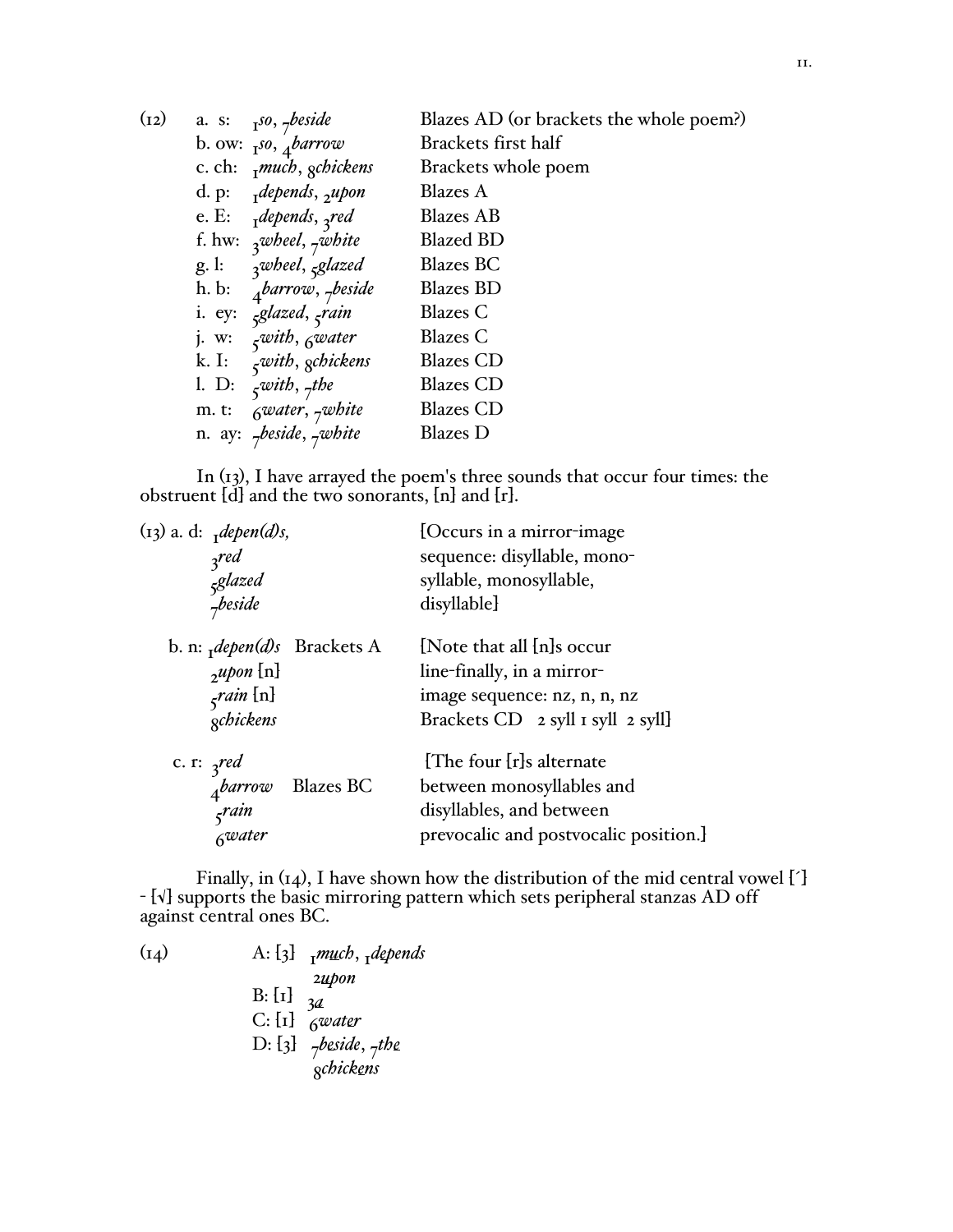(12)

| | | |
|---|---|---|
| a. s: | $_1$*so*, $_7$*beside* | Blazes AD (or brackets the whole poem?) |
| b. ow: | $_1$*so*, $_4$*barrow* | Brackets first half |
| c. ch: | $_1$*much*, $_8$*chickens* | Brackets whole poem |
| d. p: | $_1$*depends*, $_2$*upon* | Blazes A |
| e. E: | $_1$*depends*, $_3$*red* | Blazes AB |
| f. hw: | $_3$*wheel*, $_7$*white* | Blazed BD |
| g. l: | $_3$*wheel*, $_5$*glazed* | Blazes BC |
| h. b: | $_4$*barrow*, $_7$*beside* | Blazes BD |
| i. ey: | $_5$*glazed*, $_5$*rain* | Blazes C |
| j. w: | $_5$*with*, $_6$*water* | Blazes C |
| k. I: | $_5$*with*, $_8$*chickens* | Blazes CD |
| l. D: | $_5$*with*, $_7$*the* | Blazes CD |
| m. t: | $_6$*water*, $_7$*white* | Blazes CD |
| n. ay: | $_7$*beside*, $_7$*white* | Blazes D |

In (13), I have arrayed the poem's three sounds that occur four times: the obstruent [d] and the two sonorants, [n] and [r].

(13) a. d: $_1$*depen(d)s*, $_3$*red*, $_5$*glazed*, $_7$*beside* — [Occurs in a mirror-image sequence: disyllable, monosyllable, monosyllable, disyllable]

b. n: $_1$*depen(d)s* Brackets A, $_2$*upon* [n], $_5$*rain* [n], $_8$*chickens* — [Note that all [n]s occur line-finally, in a mirror-image sequence: nz, n, n, nz Brackets CD 2 syll 1 syll 2 syll]

c. r: $_3$*red*, $_4$*barrow* Blazes BC, $_5$*rain*, $_6$*water* — [The four [r]s alternate between monosyllables and disyllables, and between prevocalic and postvocalic position.]

Finally, in (14), I have shown how the distribution of the mid central vowel [´] - [√] supports the basic mirroring pattern which sets peripheral stanzas AD off against central ones BC.

(14)

A: [3] $_1$*m<u>u</u>ch*, $_1$*d<u>e</u>pends*, $_2$*<u>u</u>pon*
B: [1] $_3$*<u>a</u>*
C: [1] $_6$*wat<u>e</u>r*
D: [3] $_7$*b<u>e</u>side*, $_7$*th<u>e</u>*, $_8$*chick<u>e</u>ns*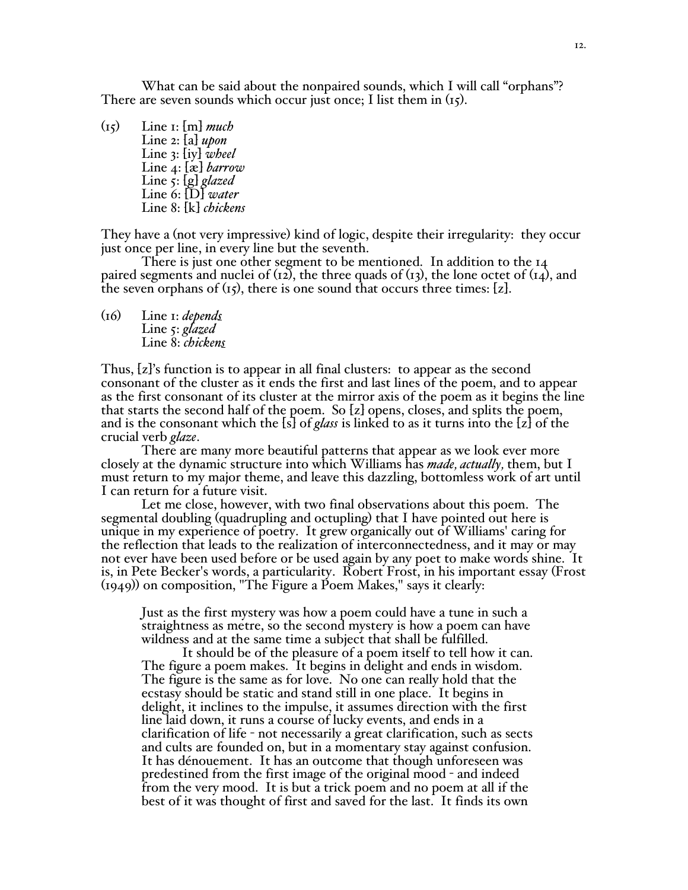What can be said about the nonpaired sounds, which I will call "orphans"? There are seven sounds which occur just once; I list them in (15).

(15) Line 1: [m] *much*
Line 2: [a] *upon*
Line 3: [iy] *wheel*
Line 4: [æ] *barrow*
Line 5: [g] *glazed*
Line 6: [D] *water*
Line 8: [k] *chickens*

They have a (not very impressive) kind of logic, despite their irregularity: they occur just once per line, in every line but the seventh.

There is just one other segment to be mentioned. In addition to the 14 paired segments and nuclei of (12), the three quads of (13), the lone octet of (14), and the seven orphans of (15), there is one sound that occurs three times: [z].

(16) Line 1: *depend<u>s</u>*
Line 5: *gla<u>z</u>ed*
Line 8: *chicken<u>s</u>*

Thus, [z]'s function is to appear in all final clusters: to appear as the second consonant of the cluster as it ends the first and last lines of the poem, and to appear as the first consonant of its cluster at the mirror axis of the poem as it begins the line that starts the second half of the poem. So [z] opens, closes, and splits the poem, and is the consonant which the [s] of *glass* is linked to as it turns into the [z] of the crucial verb *glaze*.

There are many more beautiful patterns that appear as we look ever more closely at the dynamic structure into which Williams has *made, actually,* them, but I must return to my major theme, and leave this dazzling, bottomless work of art until I can return for a future visit.

Let me close, however, with two final observations about this poem. The segmental doubling (quadrupling and octupling) that I have pointed out here is unique in my experience of poetry. It grew organically out of Williams' caring for the reflection that leads to the realization of interconnectedness, and it may or may not ever have been used before or be used again by any poet to make words shine. It is, in Pete Becker's words, a particularity. Robert Frost, in his important essay (Frost (1949)) on composition, "The Figure a Poem Makes," says it clearly:

> Just as the first mystery was how a poem could have a tune in such a straightness as metre, so the second mystery is how a poem can have wildness and at the same time a subject that shall be fulfilled.
>
> It should be of the pleasure of a poem itself to tell how it can. The figure a poem makes. It begins in delight and ends in wisdom. The figure is the same as for love. No one can really hold that the ecstasy should be static and stand still in one place. It begins in delight, it inclines to the impulse, it assumes direction with the first line laid down, it runs a course of lucky events, and ends in a clarification of life - not necessarily a great clarification, such as sects and cults are founded on, but in a momentary stay against confusion. It has dénouement. It has an outcome that though unforeseen was predestined from the first image of the original mood - and indeed from the very mood. It is but a trick poem and no poem at all if the best of it was thought of first and saved for the last. It finds its own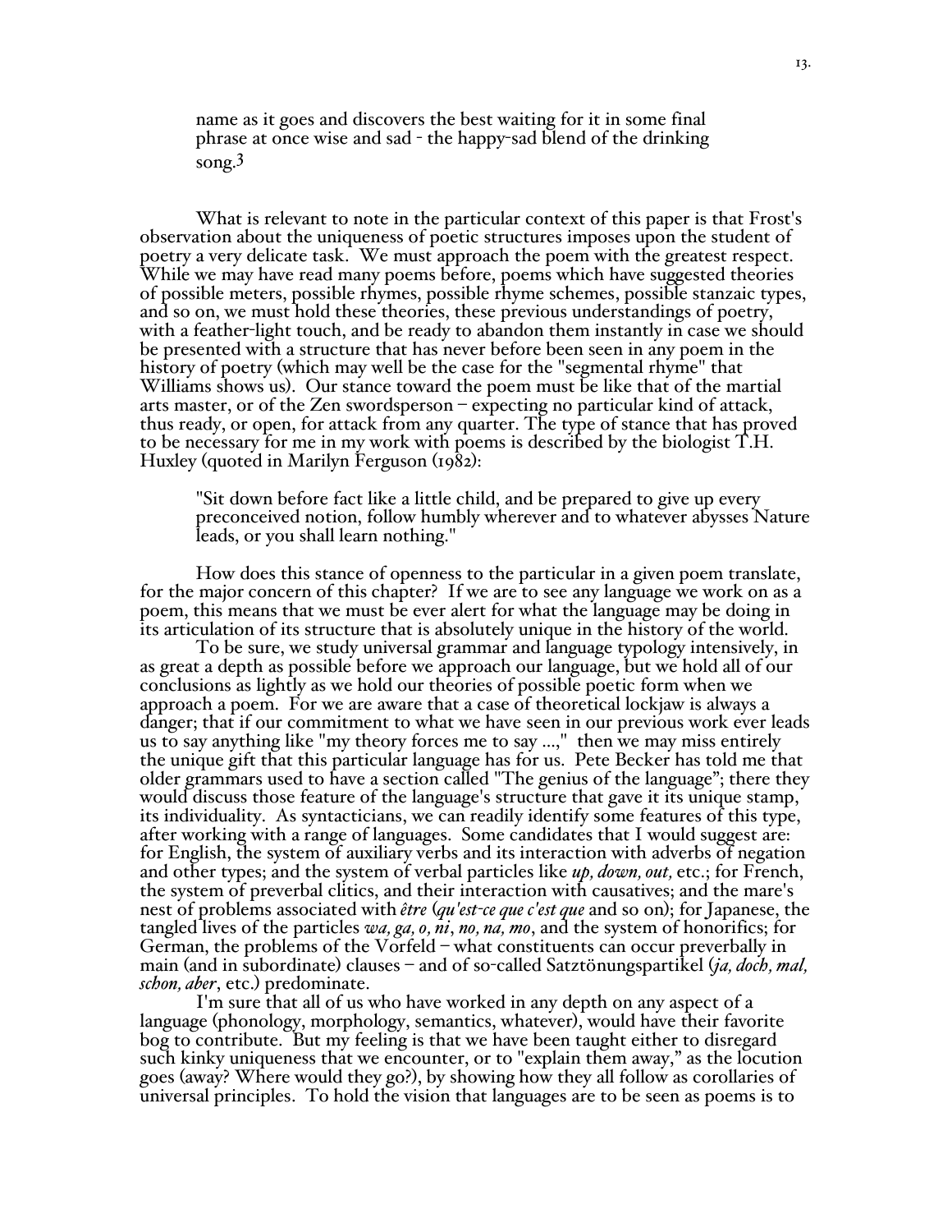> name as it goes and discovers the best waiting for it in some final phrase at once wise and sad - the happy-sad blend of the drinking song.[3]

What is relevant to note in the particular context of this paper is that Frost's observation about the uniqueness of poetic structures imposes upon the student of poetry a very delicate task. We must approach the poem with the greatest respect. While we may have read many poems before, poems which have suggested theories of possible meters, possible rhymes, possible rhyme schemes, possible stanzaic types, and so on, we must hold these theories, these previous understandings of poetry, with a feather-light touch, and be ready to abandon them instantly in case we should be presented with a structure that has never before been seen in any poem in the history of poetry (which may well be the case for the "segmental rhyme" that Williams shows us). Our stance toward the poem must be like that of the martial arts master, or of the Zen swordsperson – expecting no particular kind of attack, thus ready, or open, for attack from any quarter. The type of stance that has proved to be necessary for me in my work with poems is described by the biologist T.H. Huxley (quoted in Marilyn Ferguson (1982):

> "Sit down before fact like a little child, and be prepared to give up every preconceived notion, follow humbly wherever and to whatever abysses Nature leads, or you shall learn nothing."

How does this stance of openness to the particular in a given poem translate, for the major concern of this chapter? If we are to see any language we work on as a poem, this means that we must be ever alert for what the language may be doing in its articulation of its structure that is absolutely unique in the history of the world.

To be sure, we study universal grammar and language typology intensively, in as great a depth as possible before we approach our language, but we hold all of our conclusions as lightly as we hold our theories of possible poetic form when we approach a poem. For we are aware that a case of theoretical lockjaw is always a danger; that if our commitment to what we have seen in our previous work ever leads us to say anything like "my theory forces me to say ...," then we may miss entirely the unique gift that this particular language has for us. Pete Becker has told me that older grammars used to have a section called "The genius of the language"; there they would discuss those feature of the language's structure that gave it its unique stamp, its individuality. As syntacticians, we can readily identify some features of this type, after working with a range of languages. Some candidates that I would suggest are: for English, the system of auxiliary verbs and its interaction with adverbs of negation and other types; and the system of verbal particles like *up, down, out,* etc.; for French, the system of preverbal clitics, and their interaction with causatives; and the mare's nest of problems associated with *être* (*qu'est-ce que c'est que* and so on); for Japanese, the tangled lives of the particles *wa, ga, o, ni*, *no, na, mo*, and the system of honorifics; for German, the problems of the Vorfeld – what constituents can occur preverbally in main (and in subordinate) clauses – and of so-called Satztönungspartikel (*ja, doch, mal, schon, aber*, etc.) predominate.

I'm sure that all of us who have worked in any depth on any aspect of a language (phonology, morphology, semantics, whatever), would have their favorite bog to contribute. But my feeling is that we have been taught either to disregard such kinky uniqueness that we encounter, or to "explain them away," as the locution goes (away? Where would they go?), by showing how they all follow as corollaries of universal principles. To hold the vision that languages are to be seen as poems is to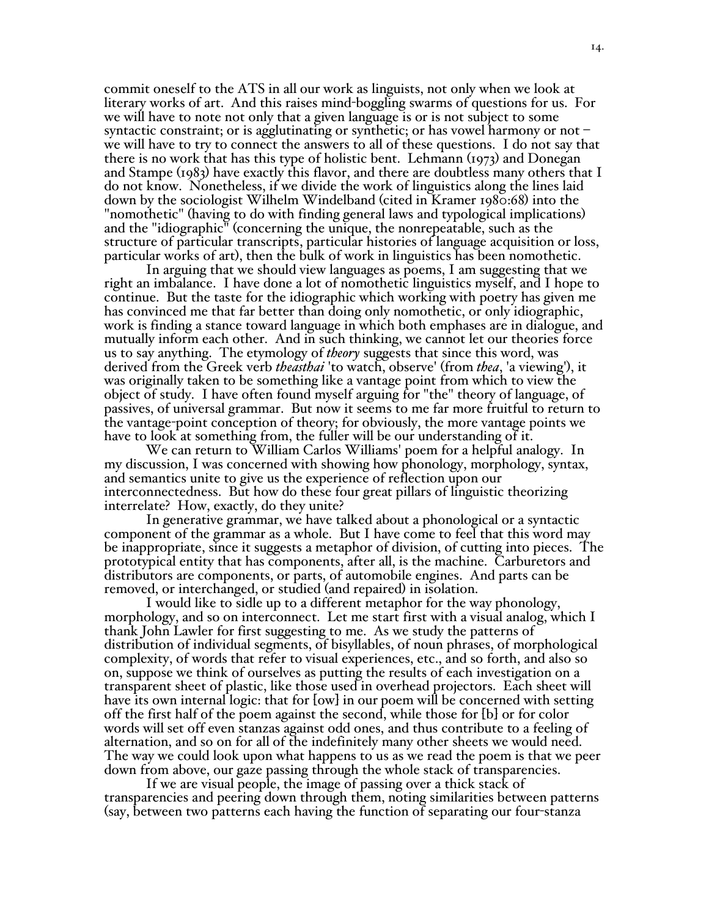commit oneself to the ATS in all our work as linguists, not only when we look at literary works of art. And this raises mind-boggling swarms of questions for us. For we will have to note not only that a given language is or is not subject to some syntactic constraint; or is agglutinating or synthetic; or has vowel harmony or not – we will have to try to connect the answers to all of these questions. I do not say that there is no work that has this type of holistic bent. Lehmann (1973) and Donegan and Stampe (1983) have exactly this flavor, and there are doubtless many others that I do not know. Nonetheless, if we divide the work of linguistics along the lines laid down by the sociologist Wilhelm Windelband (cited in Kramer 1980:68) into the "nomothetic" (having to do with finding general laws and typological implications) and the "idiographic" (concerning the unique, the nonrepeatable, such as the structure of particular transcripts, particular histories of language acquisition or loss, particular works of art), then the bulk of work in linguistics has been nomothetic.

In arguing that we should view languages as poems, I am suggesting that we right an imbalance. I have done a lot of nomothetic linguistics myself, and I hope to continue. But the taste for the idiographic which working with poetry has given me has convinced me that far better than doing only nomothetic, or only idiographic, work is finding a stance toward language in which both emphases are in dialogue, and mutually inform each other. And in such thinking, we cannot let our theories force us to say anything. The etymology of *theory* suggests that since this word, was derived from the Greek verb *theasthai* 'to watch, observe' (from *thea*, 'a viewing'), it was originally taken to be something like a vantage point from which to view the object of study. I have often found myself arguing for "the" theory of language, of passives, of universal grammar. But now it seems to me far more fruitful to return to the vantage-point conception of theory; for obviously, the more vantage points we have to look at something from, the fuller will be our understanding of it.

We can return to William Carlos Williams' poem for a helpful analogy. In my discussion, I was concerned with showing how phonology, morphology, syntax, and semantics unite to give us the experience of reflection upon our interconnectedness. But how do these four great pillars of linguistic theorizing interrelate? How, exactly, do they unite?

In generative grammar, we have talked about a phonological or a syntactic component of the grammar as a whole. But I have come to feel that this word may be inappropriate, since it suggests a metaphor of division, of cutting into pieces. The prototypical entity that has components, after all, is the machine. Carburetors and distributors are components, or parts, of automobile engines. And parts can be removed, or interchanged, or studied (and repaired) in isolation.

I would like to sidle up to a different metaphor for the way phonology, morphology, and so on interconnect. Let me start first with a visual analog, which I thank John Lawler for first suggesting to me. As we study the patterns of distribution of individual segments, of bisyllables, of noun phrases, of morphological complexity, of words that refer to visual experiences, etc., and so forth, and also so on, suppose we think of ourselves as putting the results of each investigation on a transparent sheet of plastic, like those used in overhead projectors. Each sheet will have its own internal logic: that for [ow] in our poem will be concerned with setting off the first half of the poem against the second, while those for [b] or for color words will set off even stanzas against odd ones, and thus contribute to a feeling of alternation, and so on for all of the indefinitely many other sheets we would need. The way we could look upon what happens to us as we read the poem is that we peer down from above, our gaze passing through the whole stack of transparencies.

If we are visual people, the image of passing over a thick stack of transparencies and peering down through them, noting similarities between patterns (say, between two patterns each having the function of separating our four-stanza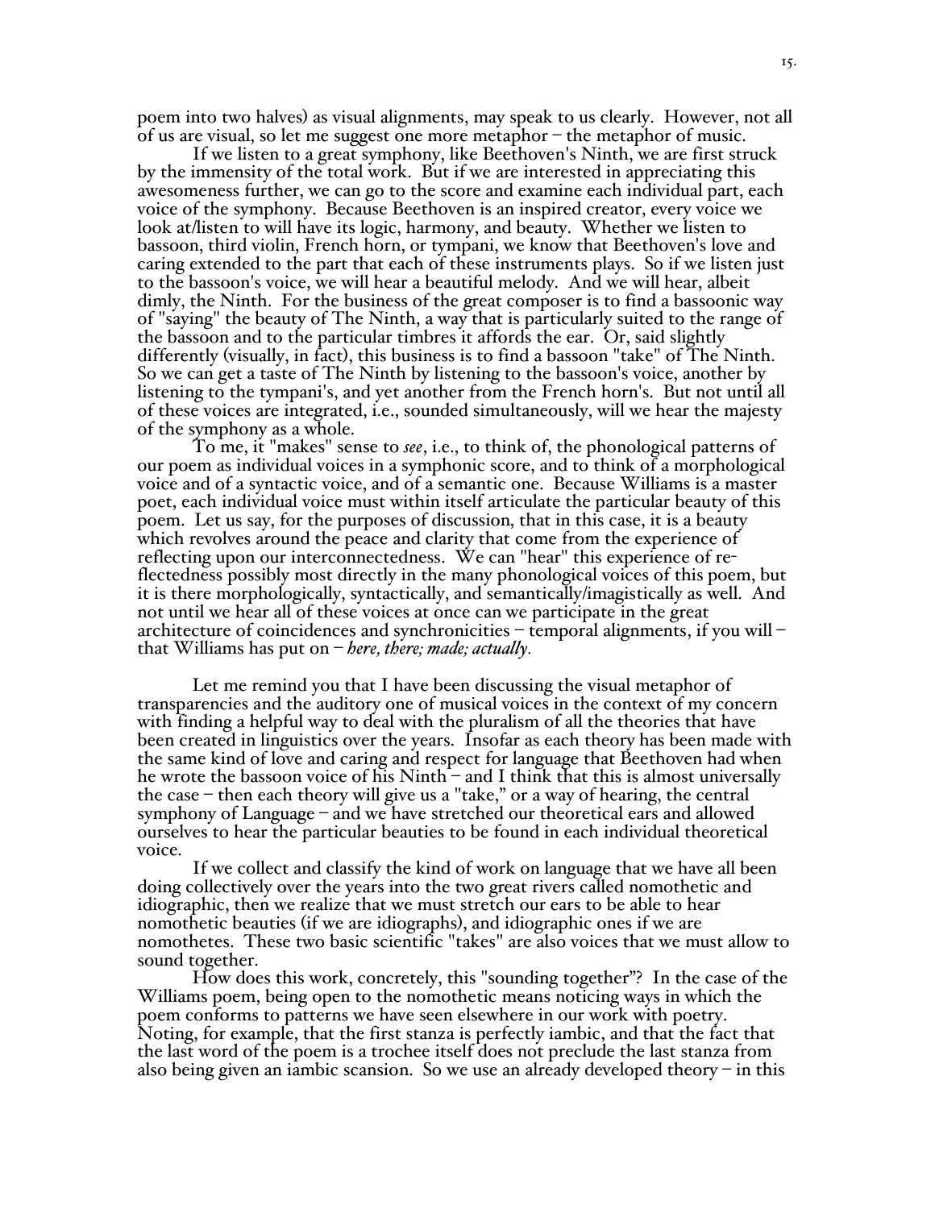poem into two halves) as visual alignments, may speak to us clearly. However, not all of us are visual, so let me suggest one more metaphor – the metaphor of music.

If we listen to a great symphony, like Beethoven's Ninth, we are first struck by the immensity of the total work. But if we are interested in appreciating this awesomeness further, we can go to the score and examine each individual part, each voice of the symphony. Because Beethoven is an inspired creator, every voice we look at/listen to will have its logic, harmony, and beauty. Whether we listen to bassoon, third violin, French horn, or tympani, we know that Beethoven's love and caring extended to the part that each of these instruments plays. So if we listen just to the bassoon's voice, we will hear a beautiful melody. And we will hear, albeit dimly, the Ninth. For the business of the great composer is to find a bassoonic way of "saying" the beauty of The Ninth, a way that is particularly suited to the range of the bassoon and to the particular timbres it affords the ear. Or, said slightly differently (visually, in fact), this business is to find a bassoon "take" of The Ninth. So we can get a taste of The Ninth by listening to the bassoon's voice, another by listening to the tympani's, and yet another from the French horn's. But not until all of these voices are integrated, i.e., sounded simultaneously, will we hear the majesty of the symphony as a whole.

To me, it "makes" sense to *see*, i.e., to think of, the phonological patterns of our poem as individual voices in a symphonic score, and to think of a morphological voice and of a syntactic voice, and of a semantic one. Because Williams is a master poet, each individual voice must within itself articulate the particular beauty of this poem. Let us say, for the purposes of discussion, that in this case, it is a beauty which revolves around the peace and clarity that come from the experience of reflecting upon our interconnectedness. We can "hear" this experience of re-flectedness possibly most directly in the many phonological voices of this poem, but it is there morphologically, syntactically, and semantically/imagistically as well. And not until we hear all of these voices at once can we participate in the great architecture of coincidences and synchronicities – temporal alignments, if you will – that Williams has put on – *here, there; made; actually*.

Let me remind you that I have been discussing the visual metaphor of transparencies and the auditory one of musical voices in the context of my concern with finding a helpful way to deal with the pluralism of all the theories that have been created in linguistics over the years. Insofar as each theory has been made with the same kind of love and caring and respect for language that Beethoven had when he wrote the bassoon voice of his Ninth – and I think that this is almost universally the case – then each theory will give us a "take," or a way of hearing, the central symphony of Language – and we have stretched our theoretical ears and allowed ourselves to hear the particular beauties to be found in each individual theoretical voice.

If we collect and classify the kind of work on language that we have all been doing collectively over the years into the two great rivers called nomothetic and idiographic, then we realize that we must stretch our ears to be able to hear nomothetic beauties (if we are idiographs), and idiographic ones if we are nomothetes. These two basic scientific "takes" are also voices that we must allow to sound together.

How does this work, concretely, this "sounding together"? In the case of the Williams poem, being open to the nomothetic means noticing ways in which the poem conforms to patterns we have seen elsewhere in our work with poetry. Noting, for example, that the first stanza is perfectly iambic, and that the fact that the last word of the poem is a trochee itself does not preclude the last stanza from also being given an iambic scansion. So we use an already developed theory – in this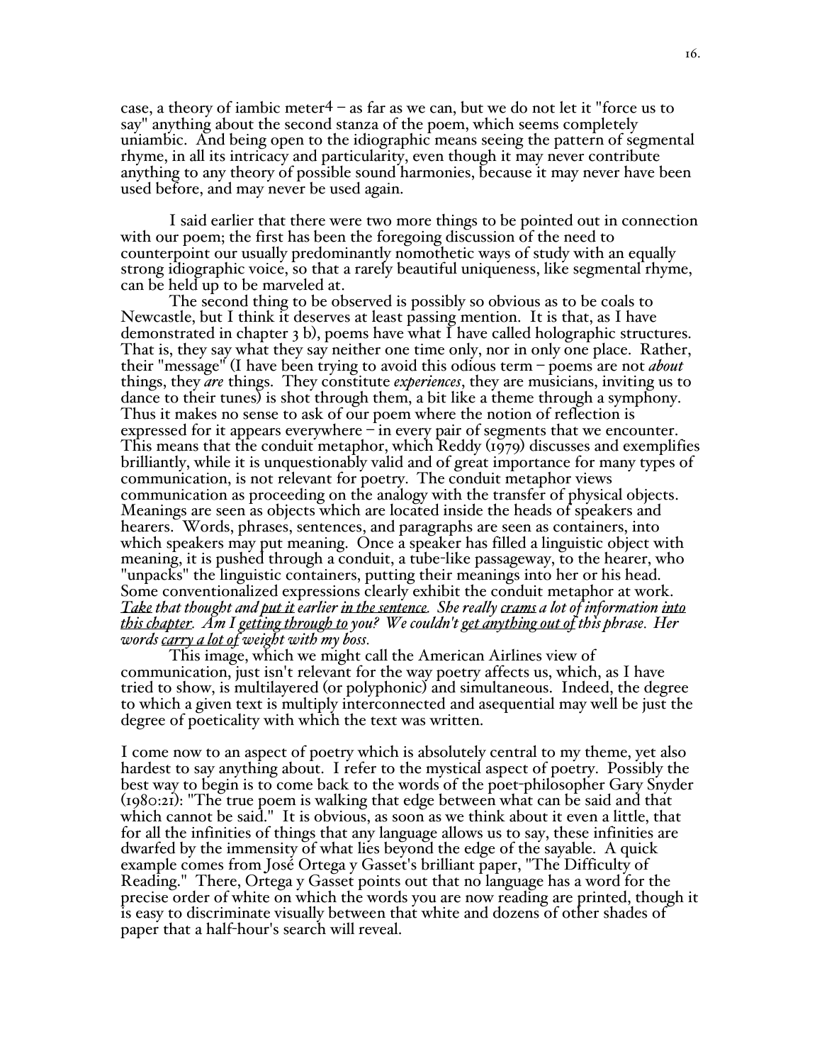case, a theory of iambic meter[4] – as far as we can, but we do not let it "force us to say" anything about the second stanza of the poem, which seems completely uniambic. And being open to the idiographic means seeing the pattern of segmental rhyme, in all its intricacy and particularity, even though it may never contribute anything to any theory of possible sound harmonies, because it may never have been used before, and may never be used again.

I said earlier that there were two more things to be pointed out in connection with our poem; the first has been the foregoing discussion of the need to counterpoint our usually predominantly nomothetic ways of study with an equally strong idiographic voice, so that a rarely beautiful uniqueness, like segmental rhyme, can be held up to be marveled at.

The second thing to be observed is possibly so obvious as to be coals to Newcastle, but I think it deserves at least passing mention. It is that, as I have demonstrated in chapter 3 b), poems have what I have called holographic structures. That is, they say what they say neither one time only, nor in only one place. Rather, their "message" (I have been trying to avoid this odious term – poems are not *about* things, they *are* things. They constitute *experiences*, they are musicians, inviting us to dance to their tunes) is shot through them, a bit like a theme through a symphony. Thus it makes no sense to ask of our poem where the notion of reflection is expressed for it appears everywhere – in every pair of segments that we encounter. This means that the conduit metaphor, which Reddy (1979) discusses and exemplifies brilliantly, while it is unquestionably valid and of great importance for many types of communication, is not relevant for poetry. The conduit metaphor views communication as proceeding on the analogy with the transfer of physical objects. Meanings are seen as objects which are located inside the heads of speakers and hearers. Words, phrases, sentences, and paragraphs are seen as containers, into which speakers may put meaning. Once a speaker has filled a linguistic object with meaning, it is pushed through a conduit, a tube-like passageway, to the hearer, who "unpacks" the linguistic containers, putting their meanings into her or his head. Some conventionalized expressions clearly exhibit the conduit metaphor at work. *<u>Take</u> that thought and <u>put it</u> earlier <u>in the sentence</u>. She really <u>crams</u> a lot of information <u>into this chapter</u>. Am I <u>getting through to</u> you? We couldn't <u>get anything out of</u> this phrase. Her words <u>carry a lot of</u> weight with my boss.*

This image, which we might call the American Airlines view of communication, just isn't relevant for the way poetry affects us, which, as I have tried to show, is multilayered (or polyphonic) and simultaneous. Indeed, the degree to which a given text is multiply interconnected and asequential may well be just the degree of poeticality with which the text was written.

I come now to an aspect of poetry which is absolutely central to my theme, yet also hardest to say anything about. I refer to the mystical aspect of poetry. Possibly the best way to begin is to come back to the words of the poet-philosopher Gary Snyder (1980:21): "The true poem is walking that edge between what can be said and that which cannot be said." It is obvious, as soon as we think about it even a little, that for all the infinities of things that any language allows us to say, these infinities are dwarfed by the immensity of what lies beyond the edge of the sayable. A quick example comes from José Ortega y Gasset's brilliant paper, "The Difficulty of Reading." There, Ortega y Gasset points out that no language has a word for the precise order of white on which the words you are now reading are printed, though it is easy to discriminate visually between that white and dozens of other shades of paper that a half-hour's search will reveal.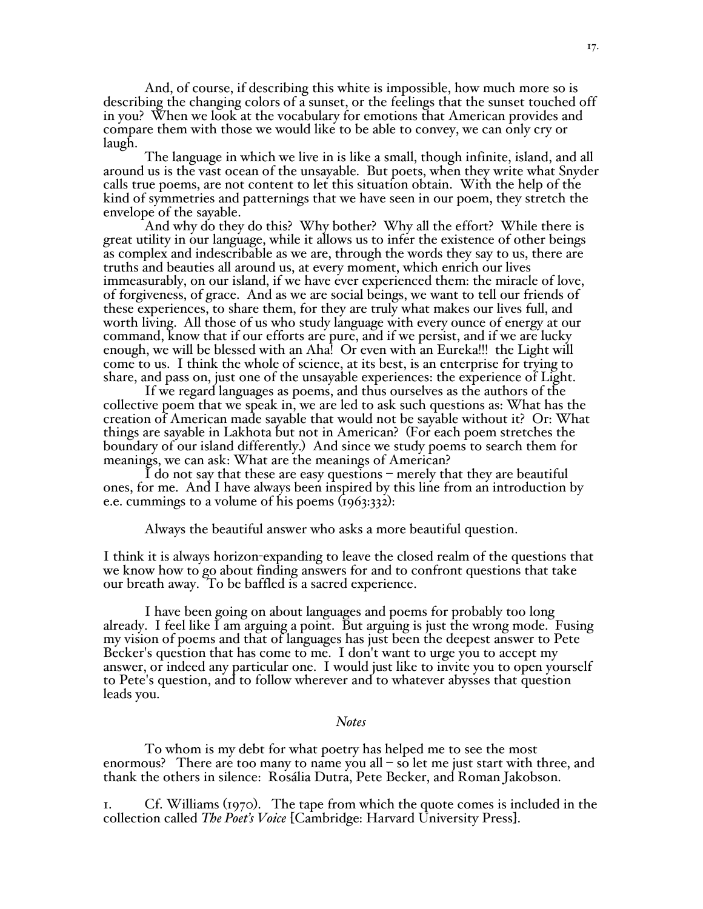And, of course, if describing this white is impossible, how much more so is describing the changing colors of a sunset, or the feelings that the sunset touched off in you? When we look at the vocabulary for emotions that American provides and compare them with those we would like to be able to convey, we can only cry or laugh.

The language in which we live in is like a small, though infinite, island, and all around us is the vast ocean of the unsayable. But poets, when they write what Snyder calls true poems, are not content to let this situation obtain. With the help of the kind of symmetries and patternings that we have seen in our poem, they stretch the envelope of the sayable.

And why do they do this? Why bother? Why all the effort? While there is great utility in our language, while it allows us to infer the existence of other beings as complex and indescribable as we are, through the words they say to us, there are truths and beauties all around us, at every moment, which enrich our lives immeasurably, on our island, if we have ever experienced them: the miracle of love, of forgiveness, of grace. And as we are social beings, we want to tell our friends of these experiences, to share them, for they are truly what makes our lives full, and worth living. All those of us who study language with every ounce of energy at our command, know that if our efforts are pure, and if we persist, and if we are lucky enough, we will be blessed with an Aha! Or even with an Eureka!!! the Light will come to us. I think the whole of science, at its best, is an enterprise for trying to share, and pass on, just one of the unsayable experiences: the experience of Light.

If we regard languages as poems, and thus ourselves as the authors of the collective poem that we speak in, we are led to ask such questions as: What has the creation of American made sayable that would not be sayable without it? Or: What things are sayable in Lakhota but not in American? (For each poem stretches the boundary of our island differently.) And since we study poems to search them for meanings, we can ask: What are the meanings of American?

I do not say that these are easy questions – merely that they are beautiful ones, for me. And I have always been inspired by this line from an introduction by e.e. cummings to a volume of his poems (1963:332):

> Always the beautiful answer who asks a more beautiful question.

I think it is always horizon-expanding to leave the closed realm of the questions that we know how to go about finding answers for and to confront questions that take our breath away. To be baffled is a sacred experience.

I have been going on about languages and poems for probably too long already. I feel like I am arguing a point. But arguing is just the wrong mode. Fusing my vision of poems and that of languages has just been the deepest answer to Pete Becker's question that has come to me. I don't want to urge you to accept my answer, or indeed any particular one. I would just like to invite you to open yourself to Pete's question, and to follow wherever and to whatever abysses that question leads you.

*Notes*

To whom is my debt for what poetry has helped me to see the most enormous? There are too many to name you all – so let me just start with three, and thank the others in silence: Rosália Dutra, Pete Becker, and Roman Jakobson.

1. Cf. Williams (1970). The tape from which the quote comes is included in the collection called *The Poet's Voice* [Cambridge: Harvard University Press].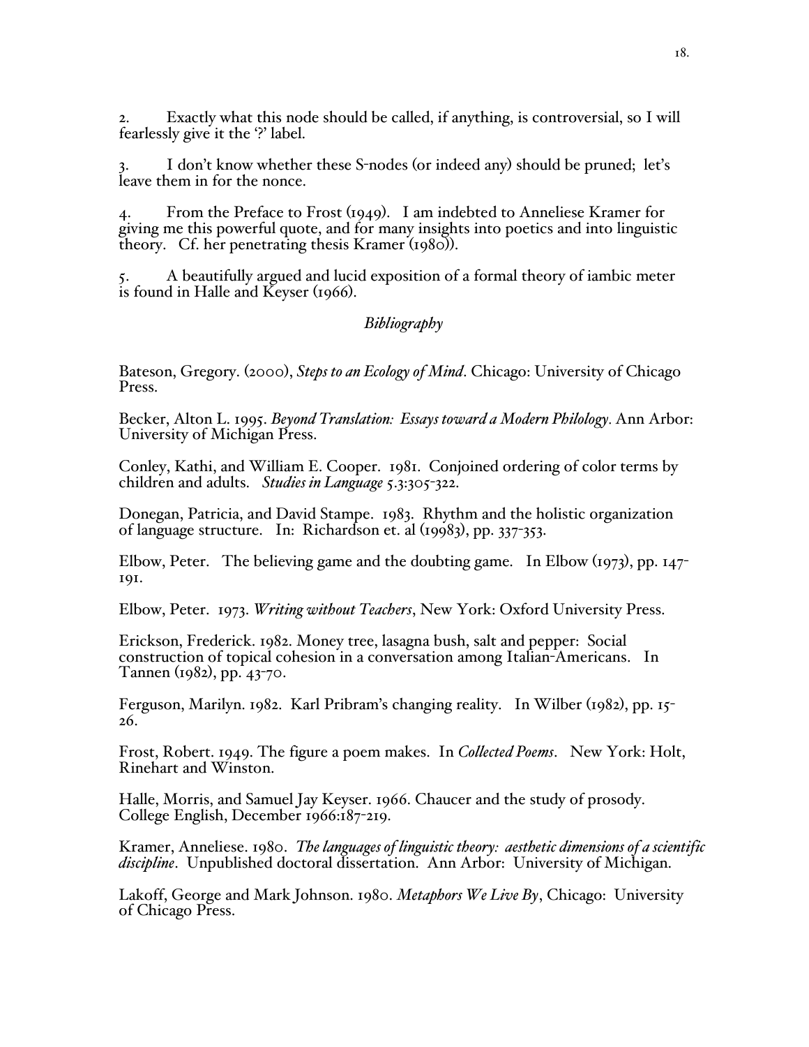2. Exactly what this node should be called, if anything, is controversial, so I will fearlessly give it the '?' label.

3. I don't know whether these S-nodes (or indeed any) should be pruned; let's leave them in for the nonce.

4. From the Preface to Frost (1949). I am indebted to Anneliese Kramer for giving me this powerful quote, and for many insights into poetics and into linguistic theory. Cf. her penetrating thesis Kramer (1980)).

5. A beautifully argued and lucid exposition of a formal theory of iambic meter is found in Halle and Keyser (1966).

## *Bibliography*

Bateson, Gregory. (2000), *Steps to an Ecology of Mind*. Chicago: University of Chicago Press.

Becker, Alton L. 1995. *Beyond Translation: Essays toward a Modern Philology.* Ann Arbor: University of Michigan Press.

Conley, Kathi, and William E. Cooper. 1981. Conjoined ordering of color terms by children and adults. *Studies in Language* 5.3:305-322.

Donegan, Patricia, and David Stampe. 1983. Rhythm and the holistic organization of language structure. In: Richardson et. al (19983), pp. 337-353.

Elbow, Peter. The believing game and the doubting game. In Elbow (1973), pp. 147-191.

Elbow, Peter. 1973. *Writing without Teachers*, New York: Oxford University Press.

Erickson, Frederick. 1982. Money tree, lasagna bush, salt and pepper: Social construction of topical cohesion in a conversation among Italian-Americans. In Tannen (1982), pp. 43-70.

Ferguson, Marilyn. 1982. Karl Pribram's changing reality. In Wilber (1982), pp. 15-26.

Frost, Robert. 1949. The figure a poem makes. In *Collected Poems*. New York: Holt, Rinehart and Winston.

Halle, Morris, and Samuel Jay Keyser. 1966. Chaucer and the study of prosody. College English, December 1966:187-219.

Kramer, Anneliese. 1980. *The languages of linguistic theory: aesthetic dimensions of a scientific discipline*. Unpublished doctoral dissertation. Ann Arbor: University of Michigan.

Lakoff, George and Mark Johnson. 1980. *Metaphors We Live By*, Chicago: University of Chicago Press.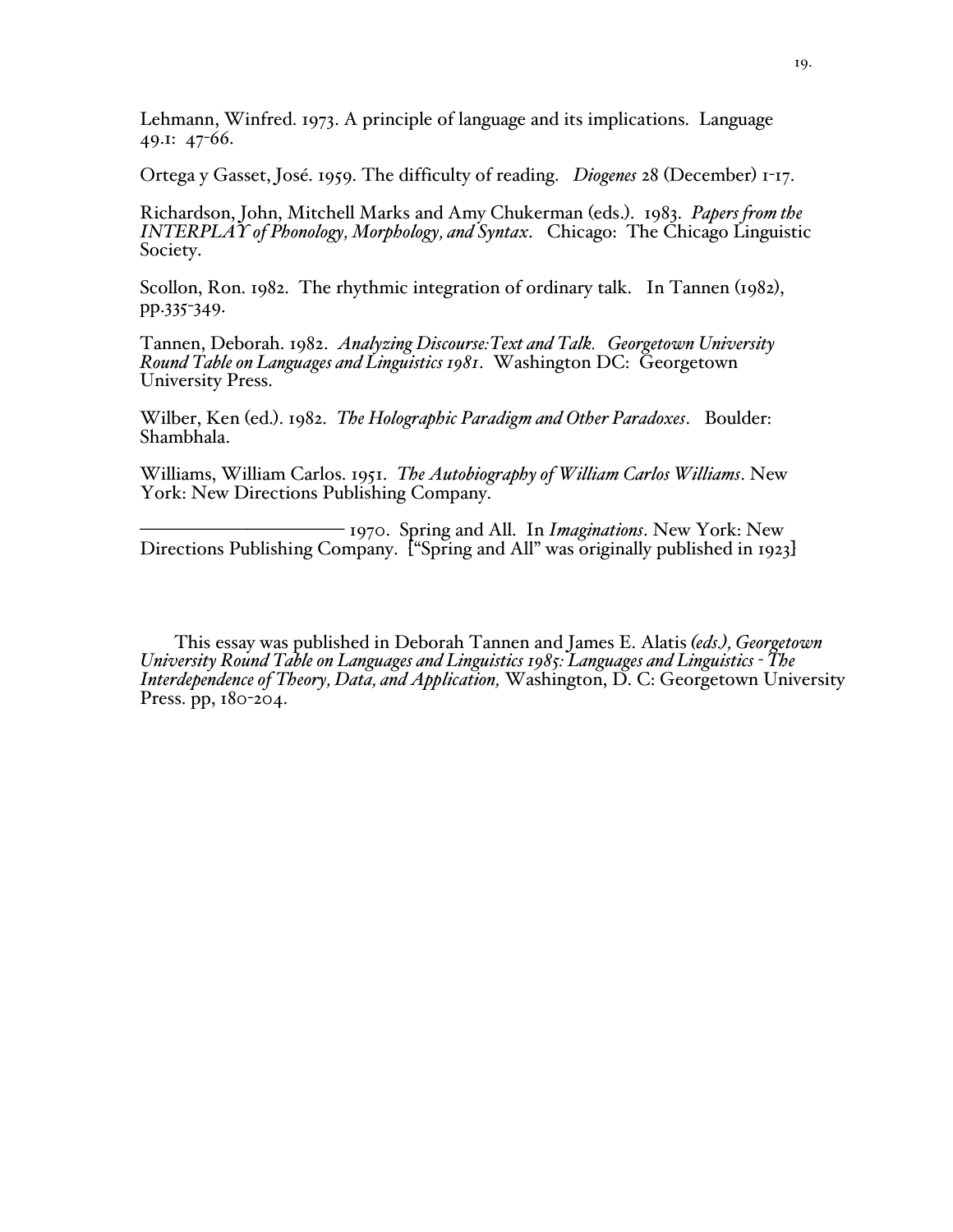Lehmann, Winfred. 1973. A principle of language and its implications. Language 49.1: 47-66.

Ortega y Gasset, José. 1959. The difficulty of reading. *Diogenes* 28 (December) 1-17.

Richardson, John, Mitchell Marks and Amy Chukerman (eds.). 1983. *Papers from the INTERPLAY of Phonology, Morphology, and Syntax*. Chicago: The Chicago Linguistic Society.

Scollon, Ron. 1982. The rhythmic integration of ordinary talk. In Tannen (1982), pp.335-349.

Tannen, Deborah. 1982. *Analyzing Discourse:Text and Talk. Georgetown University Round Table on Languages and Linguistics 1981*. Washington DC: Georgetown University Press.

Wilber, Ken (ed.). 1982. *The Holographic Paradigm and Other Paradoxes*. Boulder: Shambhala.

Williams, William Carlos. 1951. *The Autobiography of William Carlos Williams*. New York: New Directions Publishing Company.

——————————— 1970. Spring and All. In *Imaginations*. New York: New Directions Publishing Company. ["Spring and All" was originally published in 1923]

This essay was published in Deborah Tannen and James E. Alatis *(eds.), Georgetown University Round Table on Languages and Linguistics 1985: Languages and Linguistics - The Interdependence of Theory, Data, and Application,* Washington, D. C: Georgetown University Press. pp, 180-204.